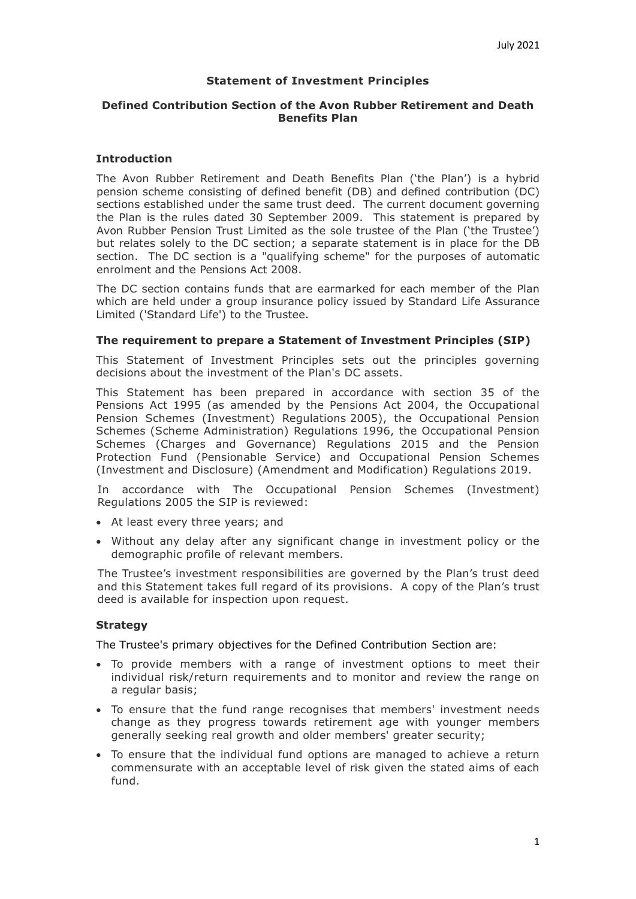July 2021

# Statement of Investment Principles

## Defined Contribution Section of the Avon Rubber Retirement and Death Benefits Plan

### Introduction

The Avon Rubber Retirement and Death Benefits Plan ('the Plan') is a hybrid pension scheme consisting of defined benefit (DB) and defined contribution (DC) sections established under the same trust deed. The current document governing the Plan is the rules dated 30 September 2009. This statement is prepared by Avon Rubber Pension Trust Limited as the sole trustee of the Plan ('the Trustee') but relates solely to the DC section; a separate statement is in place for the DB section. The DC section is a "qualifying scheme" for the purposes of automatic enrolment and the Pensions Act 2008.

The DC section contains funds that are earmarked for each member of the Plan which are held under a group insurance policy issued by Standard Life Assurance Limited ('Standard Life') to the Trustee.

### The requirement to prepare a Statement of Investment Principles (SIP)

This Statement of Investment Principles sets out the principles governing decisions about the investment of the Plan's DC assets.

This Statement has been prepared in accordance with section 35 of the Pensions Act 1995 (as amended by the Pensions Act 2004, the Occupational Pension Schemes (Investment) Regulations 2005), the Occupational Pension Schemes (Scheme Administration) Regulations 1996, the Occupational Pension Schemes (Charges and Governance) Regulations 2015 and the Pension Protection Fund (Pensionable Service) and Occupational Pension Schemes (Investment and Disclosure) (Amendment and Modification) Regulations 2019.

In accordance with The Occupational Pension Schemes (Investment) Regulations 2005 the SIP is reviewed:

- At least every three years; and
- Without any delay after any significant change in investment policy or the demographic profile of relevant members.

The Trustee's investment responsibilities are governed by the Plan's trust deed and this Statement takes full regard of its provisions. A copy of the Plan's trust deed is available for inspection upon request.

### Strategy

The Trustee's primary objectives for the Defined Contribution Section are:

- To provide members with a range of investment options to meet their individual risk/return requirements and to monitor and review the range on a regular basis;
- To ensure that the fund range recognises that members' investment needs change as they progress towards retirement age with younger members generally seeking real growth and older members' greater security;
- To ensure that the individual fund options are managed to achieve a return commensurate with an acceptable level of risk given the stated aims of each fund.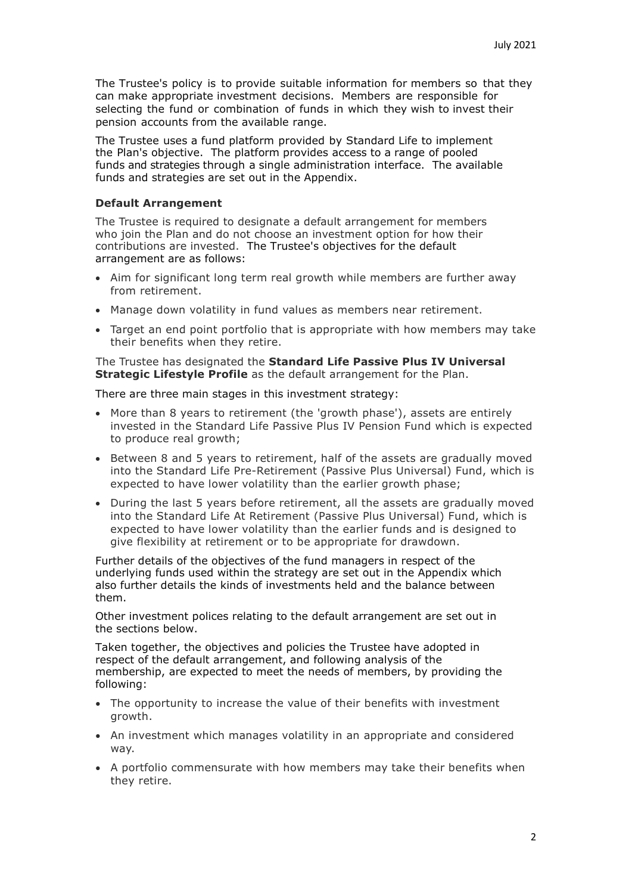The Trustee's policy is to provide suitable information for members so that they can make appropriate investment decisions. Members are responsible for selecting the fund or combination of funds in which they wish to invest their pension accounts from the available range.

The Trustee uses a fund platform provided by Standard Life to implement the Plan's objective. The platform provides access to a range of pooled funds and strategies through a single administration interface. The available funds and strategies are set out in the Appendix.

### Default Arrangement

The Trustee is required to designate a default arrangement for members who join the Plan and do not choose an investment option for how their contributions are invested. The Trustee's objectives for the default arrangement are as follows:

- Aim for significant long term real growth while members are further away from retirement.
- Manage down volatility in fund values as members near retirement.
- Target an end point portfolio that is appropriate with how members may take their benefits when they retire.

The Trustee has designated the **Standard Life Passive Plus IV Universal Strategic Lifestyle Profile** as the default arrangement for the Plan.

There are three main stages in this investment strategy:

- More than 8 years to retirement (the 'growth phase'), assets are entirely invested in the Standard Life Passive Plus IV Pension Fund which is expected to produce real growth;
- Between 8 and 5 years to retirement, half of the assets are gradually moved into the Standard Life Pre-Retirement (Passive Plus Universal) Fund, which is expected to have lower volatility than the earlier growth phase;
- During the last 5 years before retirement, all the assets are gradually moved into the Standard Life At Retirement (Passive Plus Universal) Fund, which is expected to have lower volatility than the earlier funds and is designed to give flexibility at retirement or to be appropriate for drawdown.

Further details of the objectives of the fund managers in respect of the underlying funds used within the strategy are set out in the Appendix which also further details the kinds of investments held and the balance between them.

Other investment polices relating to the default arrangement are set out in the sections below.

Taken together, the objectives and policies the Trustee have adopted in respect of the default arrangement, and following analysis of the membership, are expected to meet the needs of members, by providing the following:

- The opportunity to increase the value of their benefits with investment growth.
- An investment which manages volatility in an appropriate and considered way.
- A portfolio commensurate with how members may take their benefits when they retire.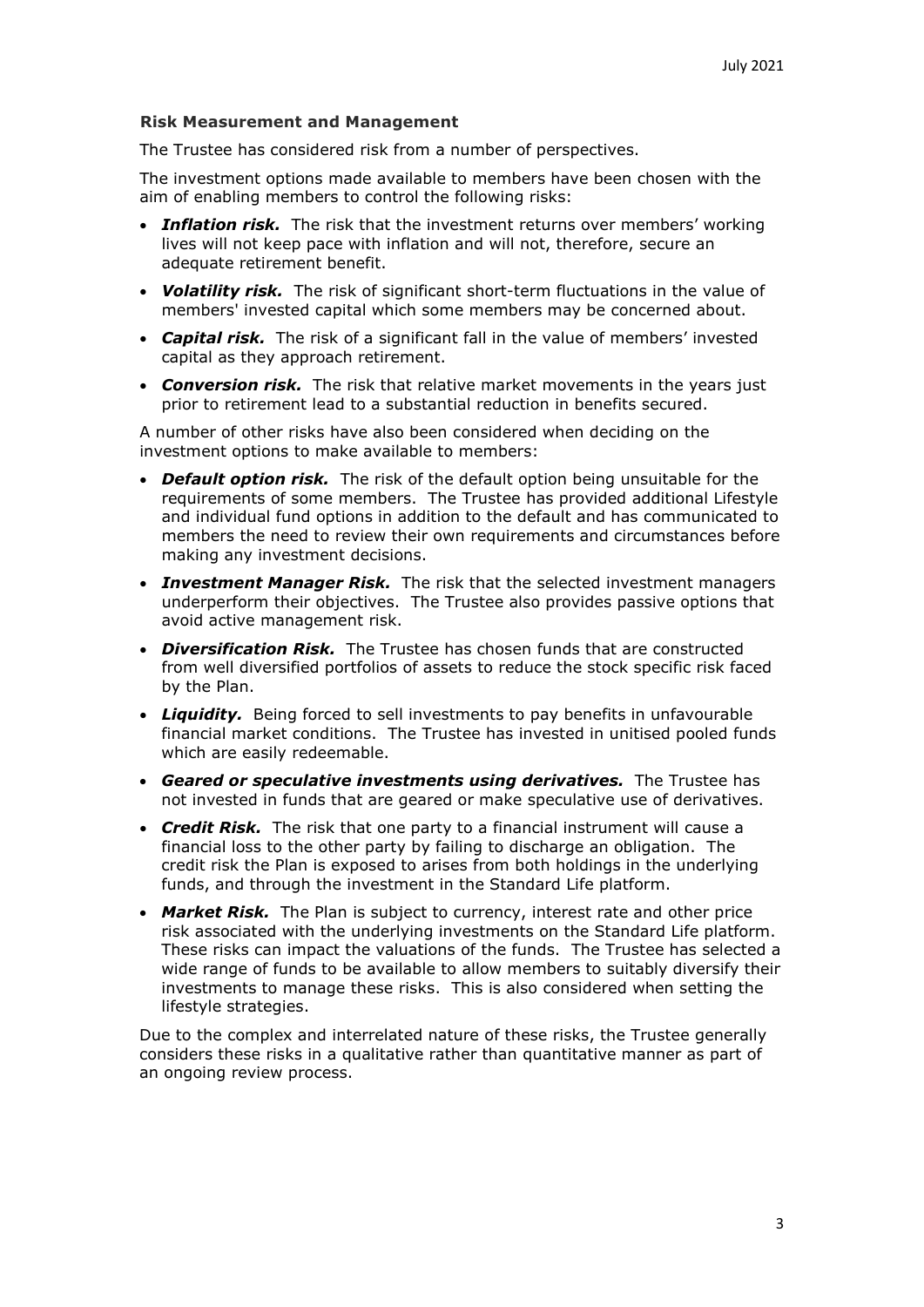### Risk Measurement and Management

The Trustee has considered risk from a number of perspectives.

The investment options made available to members have been chosen with the aim of enabling members to control the following risks:

- ***Inflation risk.*** The risk that the investment returns over members' working lives will not keep pace with inflation and will not, therefore, secure an adequate retirement benefit.
- ***Volatility risk.*** The risk of significant short-term fluctuations in the value of members' invested capital which some members may be concerned about.
- ***Capital risk.*** The risk of a significant fall in the value of members' invested capital as they approach retirement.
- ***Conversion risk.*** The risk that relative market movements in the years just prior to retirement lead to a substantial reduction in benefits secured.

A number of other risks have also been considered when deciding on the investment options to make available to members:

- ***Default option risk.*** The risk of the default option being unsuitable for the requirements of some members. The Trustee has provided additional Lifestyle and individual fund options in addition to the default and has communicated to members the need to review their own requirements and circumstances before making any investment decisions.
- ***Investment Manager Risk.*** The risk that the selected investment managers underperform their objectives. The Trustee also provides passive options that avoid active management risk.
- ***Diversification Risk.*** The Trustee has chosen funds that are constructed from well diversified portfolios of assets to reduce the stock specific risk faced by the Plan.
- ***Liquidity.*** Being forced to sell investments to pay benefits in unfavourable financial market conditions. The Trustee has invested in unitised pooled funds which are easily redeemable.
- ***Geared or speculative investments using derivatives.*** The Trustee has not invested in funds that are geared or make speculative use of derivatives.
- ***Credit Risk.*** The risk that one party to a financial instrument will cause a financial loss to the other party by failing to discharge an obligation. The credit risk the Plan is exposed to arises from both holdings in the underlying funds, and through the investment in the Standard Life platform.
- ***Market Risk.*** The Plan is subject to currency, interest rate and other price risk associated with the underlying investments on the Standard Life platform. These risks can impact the valuations of the funds. The Trustee has selected a wide range of funds to be available to allow members to suitably diversify their investments to manage these risks. This is also considered when setting the lifestyle strategies.

Due to the complex and interrelated nature of these risks, the Trustee generally considers these risks in a qualitative rather than quantitative manner as part of an ongoing review process.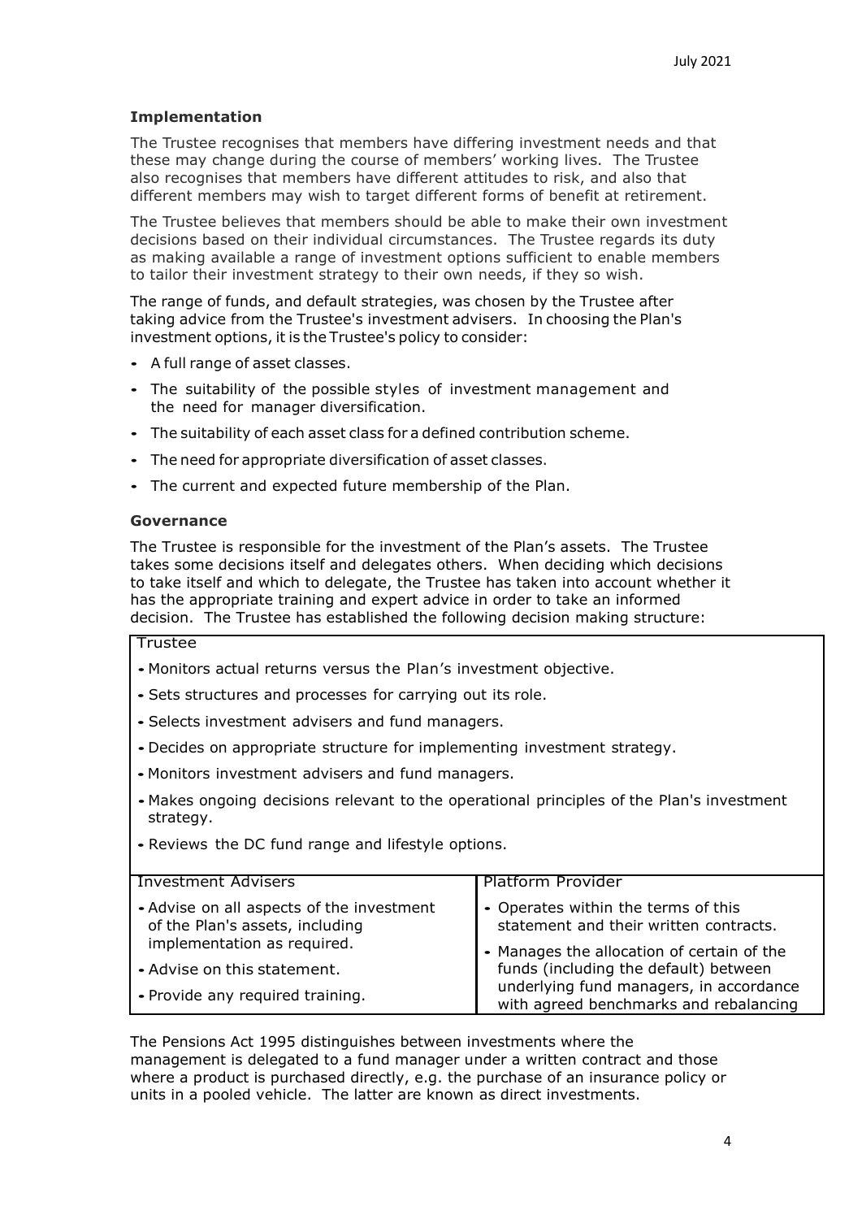### Implementation

The Trustee recognises that members have differing investment needs and that these may change during the course of members' working lives. The Trustee also recognises that members have different attitudes to risk, and also that different members may wish to target different forms of benefit at retirement.

The Trustee believes that members should be able to make their own investment decisions based on their individual circumstances. The Trustee regards its duty as making available a range of investment options sufficient to enable members to tailor their investment strategy to their own needs, if they so wish.

The range of funds, and default strategies, was chosen by the Trustee after taking advice from the Trustee's investment advisers. In choosing the Plan's investment options, it is the Trustee's policy to consider:

- A full range of asset classes.
- The suitability of the possible styles of investment management and the need for manager diversification.
- The suitability of each asset class for a defined contribution scheme.
- The need for appropriate diversification of asset classes.
- The current and expected future membership of the Plan.

### Governance

The Trustee is responsible for the investment of the Plan's assets. The Trustee takes some decisions itself and delegates others. When deciding which decisions to take itself and which to delegate, the Trustee has taken into account whether it has the appropriate training and expert advice in order to take an informed decision. The Trustee has established the following decision making structure:

| Trustee | |
|---|---|
| • Monitors actual returns versus the Plan's investment objective.<br>• Sets structures and processes for carrying out its role.<br>• Selects investment advisers and fund managers.<br>• Decides on appropriate structure for implementing investment strategy.<br>• Monitors investment advisers and fund managers.<br>• Makes ongoing decisions relevant to the operational principles of the Plan's investment strategy.<br>• Reviews the DC fund range and lifestyle options. | |
| **Investment Advisers** | **Platform Provider** |
| • Advise on all aspects of the investment of the Plan's assets, including implementation as required.<br>• Advise on this statement.<br>• Provide any required training. | • Operates within the terms of this statement and their written contracts.<br>• Manages the allocation of certain of the funds (including the default) between underlying fund managers, in accordance with agreed benchmarks and rebalancing |

The Pensions Act 1995 distinguishes between investments where the management is delegated to a fund manager under a written contract and those where a product is purchased directly, e.g. the purchase of an insurance policy or units in a pooled vehicle. The latter are known as direct investments.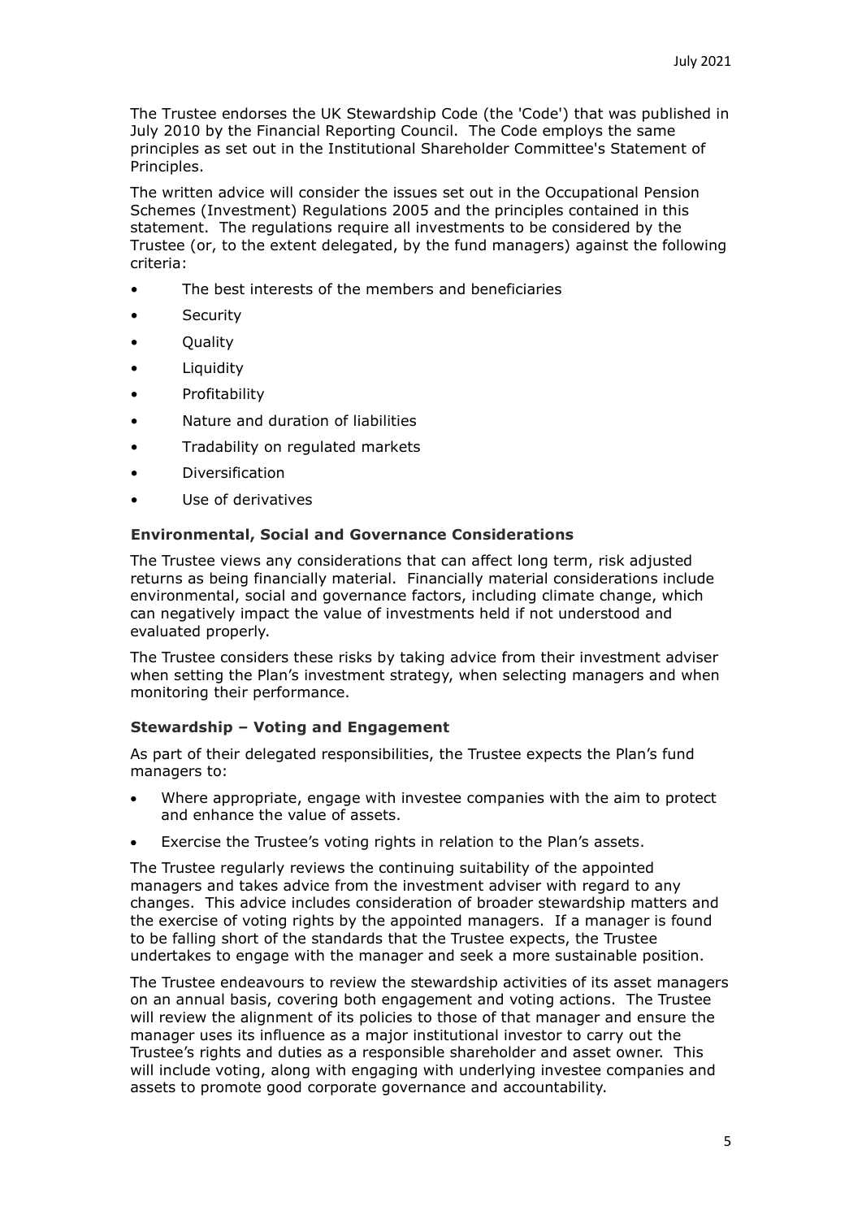The Trustee endorses the UK Stewardship Code (the 'Code') that was published in July 2010 by the Financial Reporting Council. The Code employs the same principles as set out in the Institutional Shareholder Committee's Statement of Principles.

The written advice will consider the issues set out in the Occupational Pension Schemes (Investment) Regulations 2005 and the principles contained in this statement. The regulations require all investments to be considered by the Trustee (or, to the extent delegated, by the fund managers) against the following criteria:

- The best interests of the members and beneficiaries
- Security
- Quality
- Liquidity
- Profitability
- Nature and duration of liabilities
- Tradability on regulated markets
- Diversification
- Use of derivatives

### Environmental, Social and Governance Considerations

The Trustee views any considerations that can affect long term, risk adjusted returns as being financially material. Financially material considerations include environmental, social and governance factors, including climate change, which can negatively impact the value of investments held if not understood and evaluated properly.

The Trustee considers these risks by taking advice from their investment adviser when setting the Plan's investment strategy, when selecting managers and when monitoring their performance.

### Stewardship – Voting and Engagement

As part of their delegated responsibilities, the Trustee expects the Plan's fund managers to:

- Where appropriate, engage with investee companies with the aim to protect and enhance the value of assets.
- Exercise the Trustee's voting rights in relation to the Plan's assets.

The Trustee regularly reviews the continuing suitability of the appointed managers and takes advice from the investment adviser with regard to any changes. This advice includes consideration of broader stewardship matters and the exercise of voting rights by the appointed managers. If a manager is found to be falling short of the standards that the Trustee expects, the Trustee undertakes to engage with the manager and seek a more sustainable position.

The Trustee endeavours to review the stewardship activities of its asset managers on an annual basis, covering both engagement and voting actions. The Trustee will review the alignment of its policies to those of that manager and ensure the manager uses its influence as a major institutional investor to carry out the Trustee's rights and duties as a responsible shareholder and asset owner. This will include voting, along with engaging with underlying investee companies and assets to promote good corporate governance and accountability.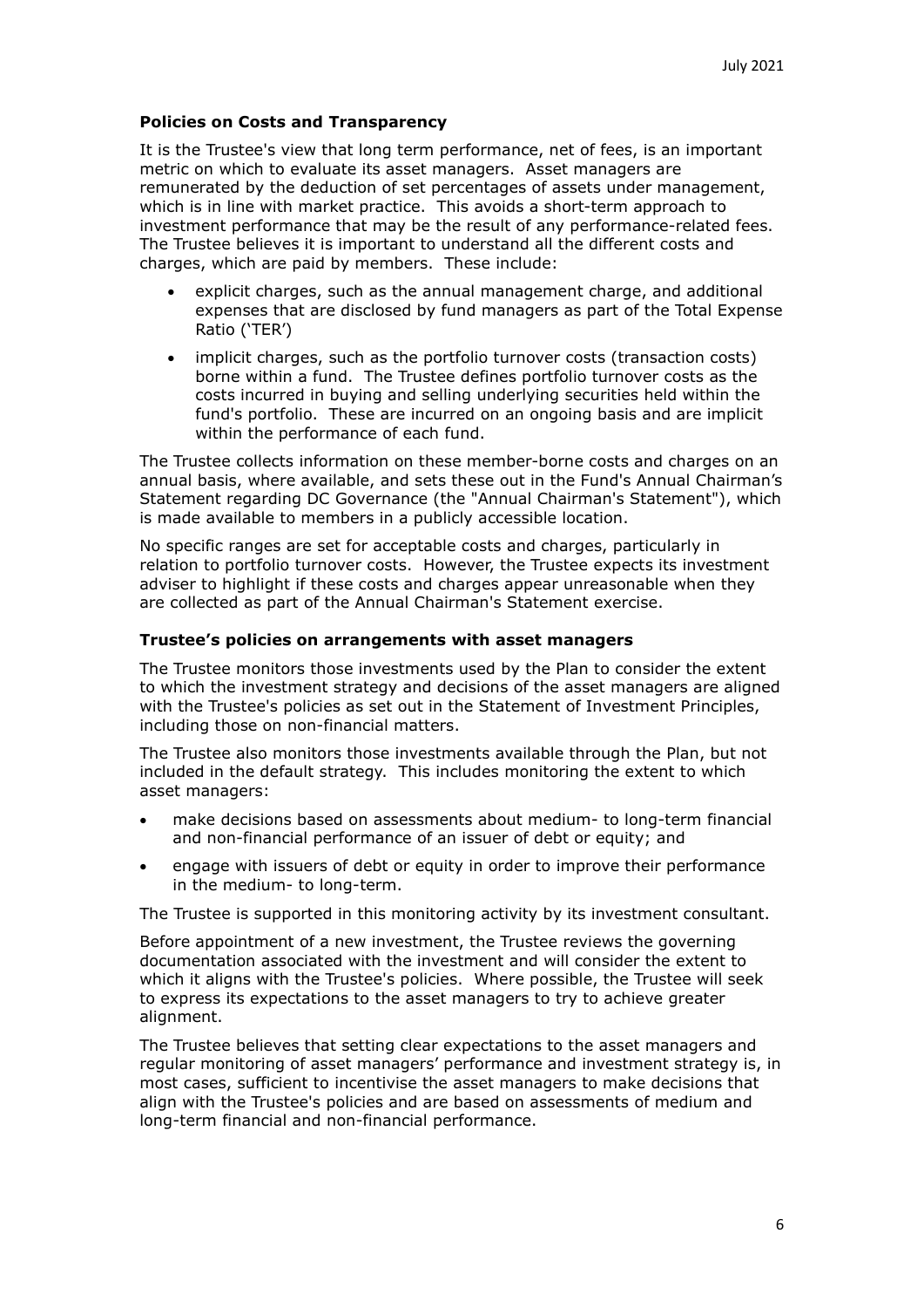### Policies on Costs and Transparency

It is the Trustee's view that long term performance, net of fees, is an important metric on which to evaluate its asset managers. Asset managers are remunerated by the deduction of set percentages of assets under management, which is in line with market practice. This avoids a short-term approach to investment performance that may be the result of any performance-related fees. The Trustee believes it is important to understand all the different costs and charges, which are paid by members. These include:

- explicit charges, such as the annual management charge, and additional expenses that are disclosed by fund managers as part of the Total Expense Ratio ('TER')
- implicit charges, such as the portfolio turnover costs (transaction costs) borne within a fund. The Trustee defines portfolio turnover costs as the costs incurred in buying and selling underlying securities held within the fund's portfolio. These are incurred on an ongoing basis and are implicit within the performance of each fund.

The Trustee collects information on these member-borne costs and charges on an annual basis, where available, and sets these out in the Fund's Annual Chairman's Statement regarding DC Governance (the "Annual Chairman's Statement"), which is made available to members in a publicly accessible location.

No specific ranges are set for acceptable costs and charges, particularly in relation to portfolio turnover costs. However, the Trustee expects its investment adviser to highlight if these costs and charges appear unreasonable when they are collected as part of the Annual Chairman's Statement exercise.

### Trustee's policies on arrangements with asset managers

The Trustee monitors those investments used by the Plan to consider the extent to which the investment strategy and decisions of the asset managers are aligned with the Trustee's policies as set out in the Statement of Investment Principles, including those on non-financial matters.

The Trustee also monitors those investments available through the Plan, but not included in the default strategy. This includes monitoring the extent to which asset managers:

- make decisions based on assessments about medium- to long-term financial and non-financial performance of an issuer of debt or equity; and
- engage with issuers of debt or equity in order to improve their performance in the medium- to long-term.

The Trustee is supported in this monitoring activity by its investment consultant.

Before appointment of a new investment, the Trustee reviews the governing documentation associated with the investment and will consider the extent to which it aligns with the Trustee's policies. Where possible, the Trustee will seek to express its expectations to the asset managers to try to achieve greater alignment.

The Trustee believes that setting clear expectations to the asset managers and regular monitoring of asset managers' performance and investment strategy is, in most cases, sufficient to incentivise the asset managers to make decisions that align with the Trustee's policies and are based on assessments of medium and long-term financial and non-financial performance.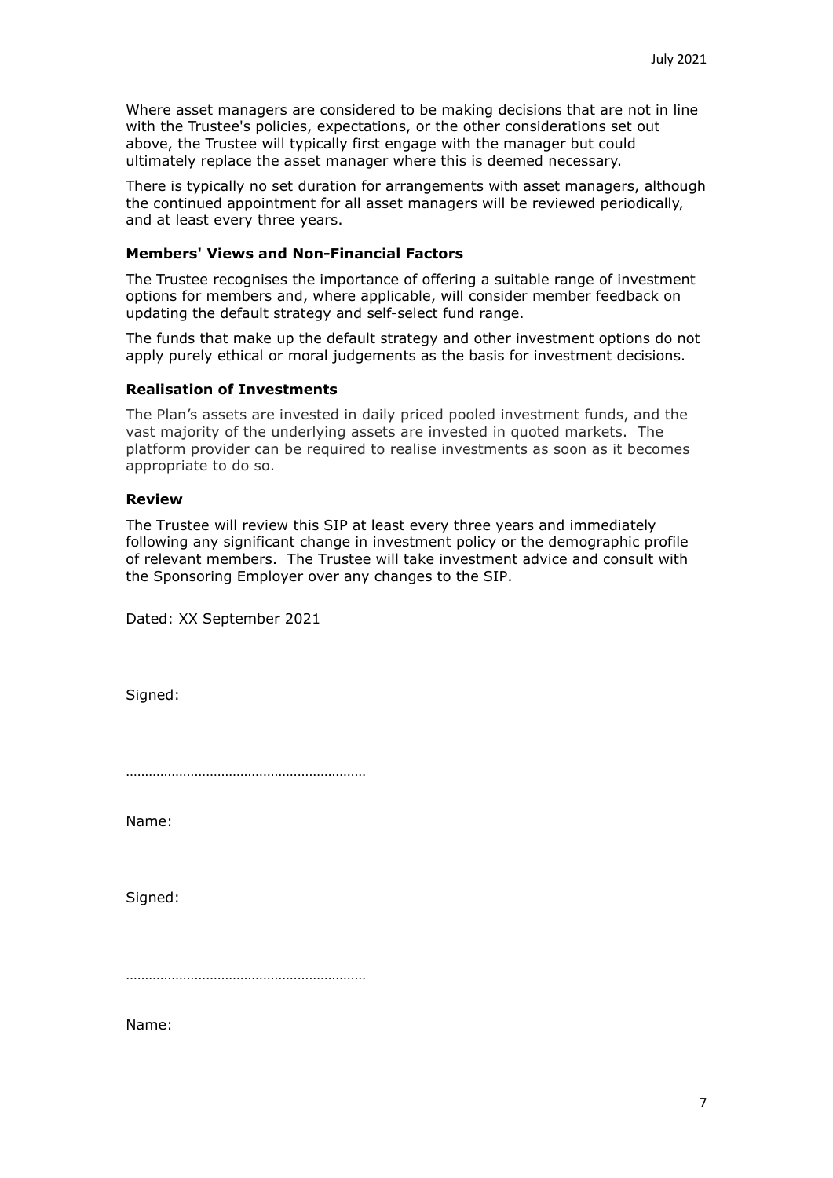Where asset managers are considered to be making decisions that are not in line with the Trustee's policies, expectations, or the other considerations set out above, the Trustee will typically first engage with the manager but could ultimately replace the asset manager where this is deemed necessary.

There is typically no set duration for arrangements with asset managers, although the continued appointment for all asset managers will be reviewed periodically, and at least every three years.

### Members' Views and Non-Financial Factors

The Trustee recognises the importance of offering a suitable range of investment options for members and, where applicable, will consider member feedback on updating the default strategy and self-select fund range.

The funds that make up the default strategy and other investment options do not apply purely ethical or moral judgements as the basis for investment decisions.

### Realisation of Investments

The Plan's assets are invested in daily priced pooled investment funds, and the vast majority of the underlying assets are invested in quoted markets. The platform provider can be required to realise investments as soon as it becomes appropriate to do so.

### Review

The Trustee will review this SIP at least every three years and immediately following any significant change in investment policy or the demographic profile of relevant members. The Trustee will take investment advice and consult with the Sponsoring Employer over any changes to the SIP.

Dated: XX September 2021

Signed:

……………………………………………………

Name:

Signed:

……………………………………………………

Name: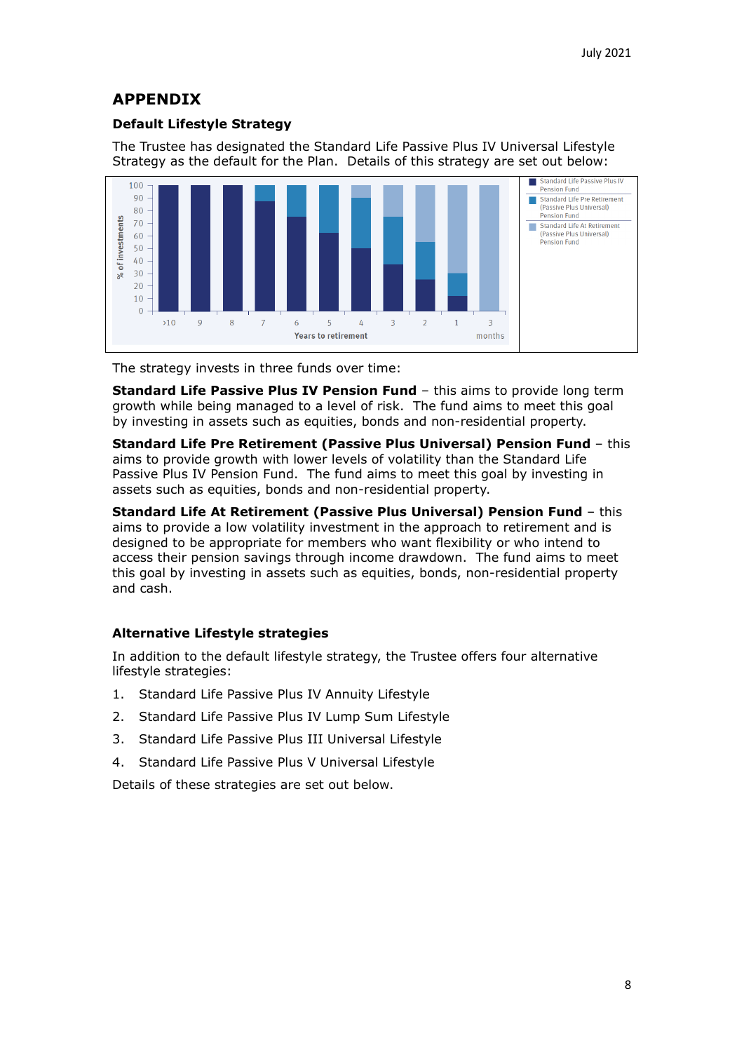## APPENDIX

### Default Lifestyle Strategy

The Trustee has designated the Standard Life Passive Plus IV Universal Lifestyle Strategy as the default for the Plan. Details of this strategy are set out below:

The strategy invests in three funds over time:

**Standard Life Passive Plus IV Pension Fund** – this aims to provide long term growth while being managed to a level of risk. The fund aims to meet this goal by investing in assets such as equities, bonds and non-residential property.

**Standard Life Pre Retirement (Passive Plus Universal) Pension Fund** – this aims to provide growth with lower levels of volatility than the Standard Life Passive Plus IV Pension Fund. The fund aims to meet this goal by investing in assets such as equities, bonds and non-residential property.

**Standard Life At Retirement (Passive Plus Universal) Pension Fund** – this aims to provide a low volatility investment in the approach to retirement and is designed to be appropriate for members who want flexibility or who intend to access their pension savings through income drawdown. The fund aims to meet this goal by investing in assets such as equities, bonds, non-residential property and cash.

### Alternative Lifestyle strategies

In addition to the default lifestyle strategy, the Trustee offers four alternative lifestyle strategies:

1. Standard Life Passive Plus IV Annuity Lifestyle
2. Standard Life Passive Plus IV Lump Sum Lifestyle
3. Standard Life Passive Plus III Universal Lifestyle
4. Standard Life Passive Plus V Universal Lifestyle

Details of these strategies are set out below.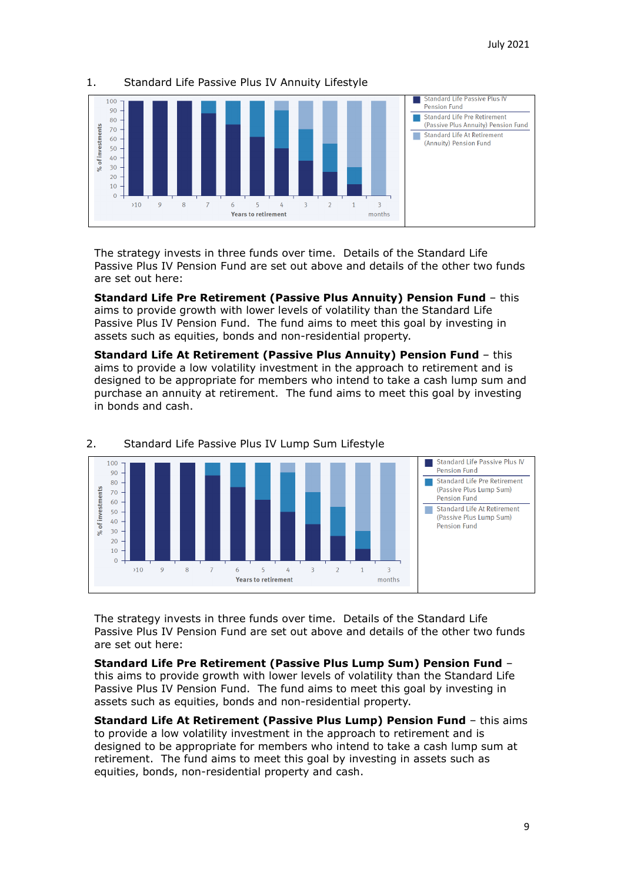1. Standard Life Passive Plus IV Annuity Lifestyle

The strategy invests in three funds over time. Details of the Standard Life Passive Plus IV Pension Fund are set out above and details of the other two funds are set out here:

**Standard Life Pre Retirement (Passive Plus Annuity) Pension Fund** – this aims to provide growth with lower levels of volatility than the Standard Life Passive Plus IV Pension Fund. The fund aims to meet this goal by investing in assets such as equities, bonds and non-residential property.

**Standard Life At Retirement (Passive Plus Annuity) Pension Fund** – this aims to provide a low volatility investment in the approach to retirement and is designed to be appropriate for members who intend to take a cash lump sum and purchase an annuity at retirement. The fund aims to meet this goal by investing in bonds and cash.

2. Standard Life Passive Plus IV Lump Sum Lifestyle

The strategy invests in three funds over time. Details of the Standard Life Passive Plus IV Pension Fund are set out above and details of the other two funds are set out here:

**Standard Life Pre Retirement (Passive Plus Lump Sum) Pension Fund** – this aims to provide growth with lower levels of volatility than the Standard Life Passive Plus IV Pension Fund. The fund aims to meet this goal by investing in assets such as equities, bonds and non-residential property.

**Standard Life At Retirement (Passive Plus Lump) Pension Fund** – this aims to provide a low volatility investment in the approach to retirement and is designed to be appropriate for members who intend to take a cash lump sum at retirement. The fund aims to meet this goal by investing in assets such as equities, bonds, non-residential property and cash.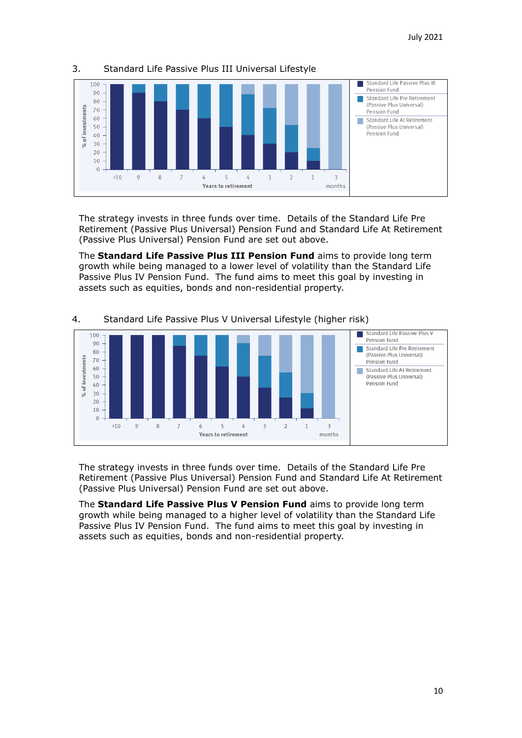3. Standard Life Passive Plus III Universal Lifestyle

% of investments

| Years to retirement | >10 | 9 | 8 | 7 | 6 | 5 | 4 | 3 | 2 | 1 | 3 months |
|---|---|---|---|---|---|---|---|---|---|---|---|

- Standard Life Passive Plus III Pension Fund
- Standard Life Pre Retirement (Passive Plus Universal) Pension Fund
- Standard Life At Retirement (Passive Plus Universal) Pension Fund

The strategy invests in three funds over time. Details of the Standard Life Pre Retirement (Passive Plus Universal) Pension Fund and Standard Life At Retirement (Passive Plus Universal) Pension Fund are set out above.

The **Standard Life Passive Plus III Pension Fund** aims to provide long term growth while being managed to a lower level of volatility than the Standard Life Passive Plus IV Pension Fund. The fund aims to meet this goal by investing in assets such as equities, bonds and non-residential property.

4. Standard Life Passive Plus V Universal Lifestyle (higher risk)

% of investments

| Years to retirement | >10 | 9 | 8 | 7 | 6 | 5 | 4 | 3 | 2 | 1 | 3 months |
|---|---|---|---|---|---|---|---|---|---|---|---|

- Standard Life Passive Plus V Pension Fund
- Standard Life Pre Retirement (Passive Plus Universal) Pension Fund
- Standard Life At Retirement (Passive Plus Universal) Pension Fund

The strategy invests in three funds over time. Details of the Standard Life Pre Retirement (Passive Plus Universal) Pension Fund and Standard Life At Retirement (Passive Plus Universal) Pension Fund are set out above.

The **Standard Life Passive Plus V Pension Fund** aims to provide long term growth while being managed to a higher level of volatility than the Standard Life Passive Plus IV Pension Fund. The fund aims to meet this goal by investing in assets such as equities, bonds and non-residential property.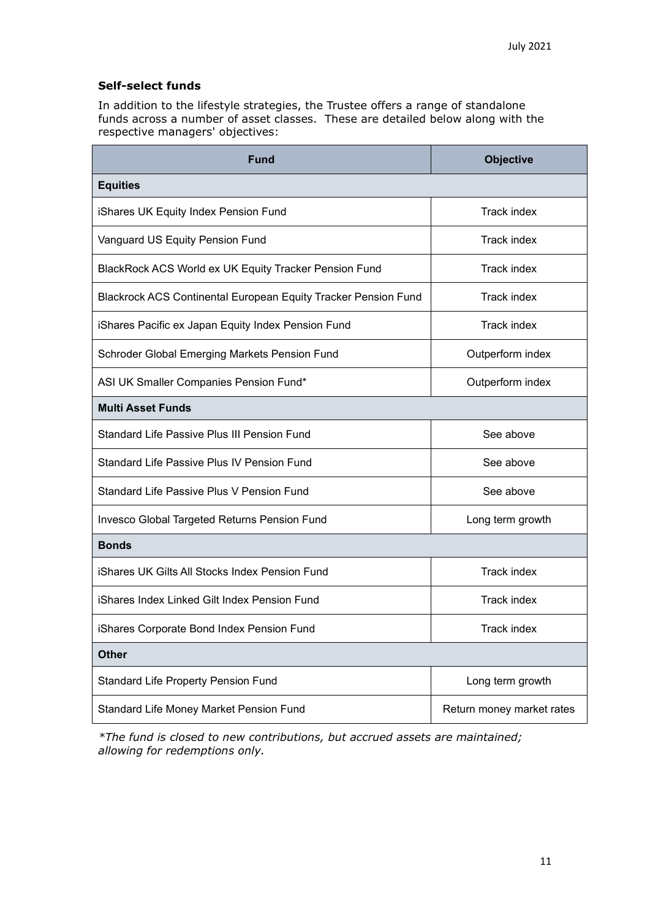**Self-select funds**

In addition to the lifestyle strategies, the Trustee offers a range of standalone funds across a number of asset classes. These are detailed below along with the respective managers' objectives:

| Fund | Objective |
|---|---|
| **Equities** | |
| iShares UK Equity Index Pension Fund | Track index |
| Vanguard US Equity Pension Fund | Track index |
| BlackRock ACS World ex UK Equity Tracker Pension Fund | Track index |
| Blackrock ACS Continental European Equity Tracker Pension Fund | Track index |
| iShares Pacific ex Japan Equity Index Pension Fund | Track index |
| Schroder Global Emerging Markets Pension Fund | Outperform index |
| ASI UK Smaller Companies Pension Fund* | Outperform index |
| **Multi Asset Funds** | |
| Standard Life Passive Plus III Pension Fund | See above |
| Standard Life Passive Plus IV Pension Fund | See above |
| Standard Life Passive Plus V Pension Fund | See above |
| Invesco Global Targeted Returns Pension Fund | Long term growth |
| **Bonds** | |
| iShares UK Gilts All Stocks Index Pension Fund | Track index |
| iShares Index Linked Gilt Index Pension Fund | Track index |
| iShares Corporate Bond Index Pension Fund | Track index |
| **Other** | |
| Standard Life Property Pension Fund | Long term growth |
| Standard Life Money Market Pension Fund | Return money market rates |

*\*The fund is closed to new contributions, but accrued assets are maintained; allowing for redemptions only.*